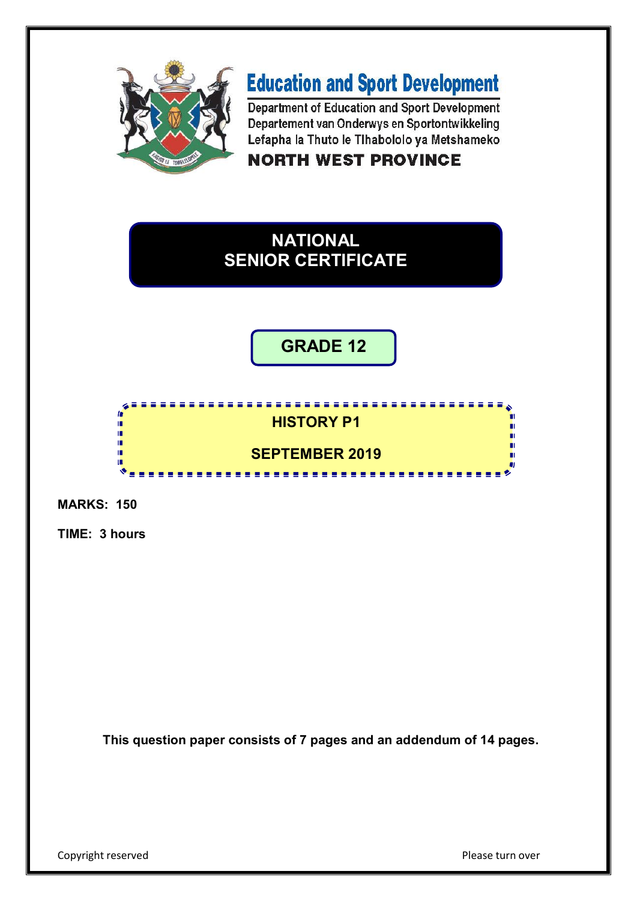# Education and Sport Development

Department of Education and Sport Development
Departement van Onderwys en Sportontwikkeling
Lefapha la Thuto le Tlhabololo ya Metshameko

**NORTH WEST PROVINCE**

# NATIONAL SENIOR CERTIFICATE

## GRADE 12

## HISTORY P1

## SEPTEMBER 2019

**MARKS: 150**

**TIME: 3 hours**

**This question paper consists of 7 pages and an addendum of 14 pages.**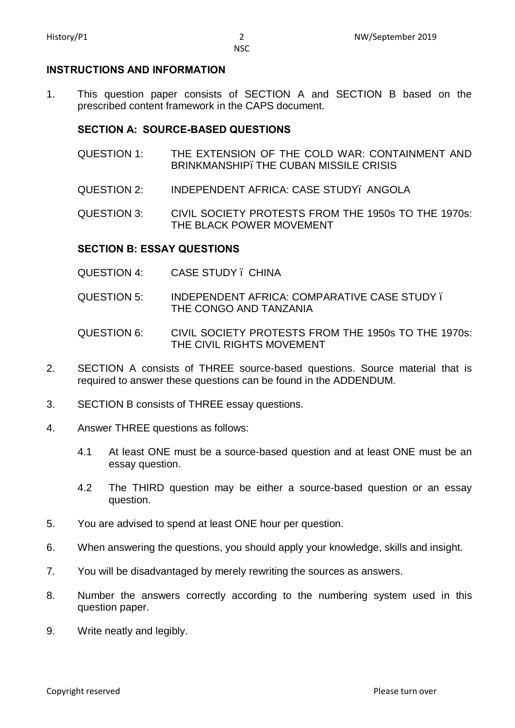## INSTRUCTIONS AND INFORMATION

1. This question paper consists of SECTION A and SECTION B based on the prescribed content framework in the CAPS document.

   **SECTION A: SOURCE-BASED QUESTIONS**

   QUESTION 1: THE EXTENSION OF THE COLD WAR: CONTAINMENT AND BRINKMANSHIP– THE CUBAN MISSILE CRISIS

   QUESTION 2: INDEPENDENT AFRICA: CASE STUDY– ANGOLA

   QUESTION 3: CIVIL SOCIETY PROTESTS FROM THE 1950s TO THE 1970s: THE BLACK POWER MOVEMENT

   **SECTION B: ESSAY QUESTIONS**

   QUESTION 4: CASE STUDY – CHINA

   QUESTION 5: INDEPENDENT AFRICA: COMPARATIVE CASE STUDY – THE CONGO AND TANZANIA

   QUESTION 6: CIVIL SOCIETY PROTESTS FROM THE 1950s TO THE 1970s: THE CIVIL RIGHTS MOVEMENT

2. SECTION A consists of THREE source-based questions. Source material that is required to answer these questions can be found in the ADDENDUM.

3. SECTION B consists of THREE essay questions.

4. Answer THREE questions as follows:

   4.1 At least ONE must be a source-based question and at least ONE must be an essay question.

   4.2 The THIRD question may be either a source-based question or an essay question.

5. You are advised to spend at least ONE hour per question.

6. When answering the questions, you should apply your knowledge, skills and insight.

7. You will be disadvantaged by merely rewriting the sources as answers.

8. Number the answers correctly according to the numbering system used in this question paper.

9. Write neatly and legibly.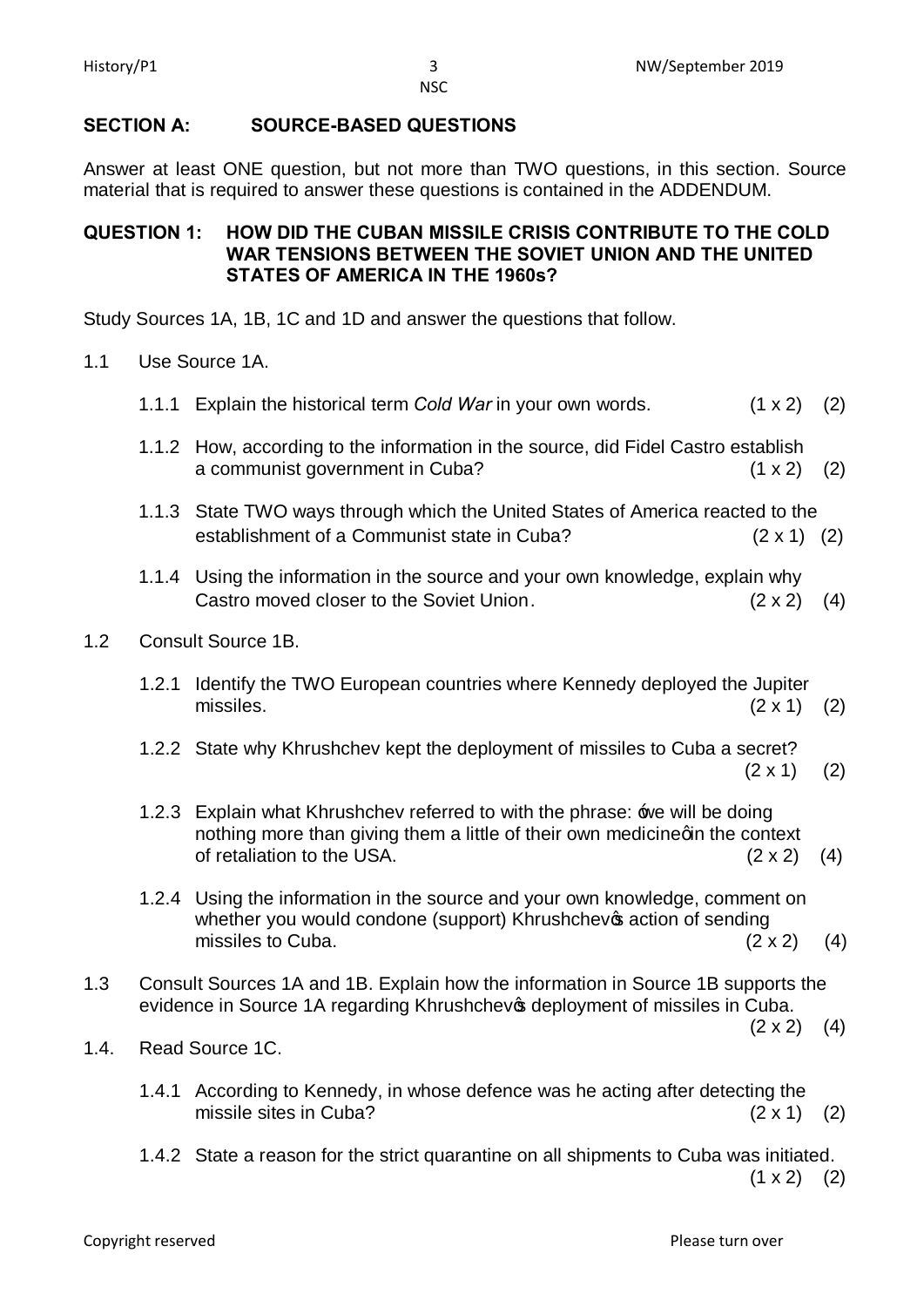## SECTION A: SOURCE-BASED QUESTIONS

Answer at least ONE question, but not more than TWO questions, in this section. Source material that is required to answer these questions is contained in the ADDENDUM.

### QUESTION 1: HOW DID THE CUBAN MISSILE CRISIS CONTRIBUTE TO THE COLD WAR TENSIONS BETWEEN THE SOVIET UNION AND THE UNITED STATES OF AMERICA IN THE 1960s?

Study Sources 1A, 1B, 1C and 1D and answer the questions that follow.

1.1 Use Source 1A.

1.1.1 Explain the historical term *Cold War* in your own words. (1 x 2) (2)

1.1.2 How, according to the information in the source, did Fidel Castro establish a communist government in Cuba? (1 x 2) (2)

1.1.3 State TWO ways through which the United States of America reacted to the establishment of a Communist state in Cuba? (2 x 1) (2)

1.1.4 Using the information in the source and your own knowledge, explain why Castro moved closer to the Soviet Union. (2 x 2) (4)

1.2 Consult Source 1B.

1.2.1 Identify the TWO European countries where Kennedy deployed the Jupiter missiles. (2 x 1) (2)

1.2.2 State why Khrushchev kept the deployment of missiles to Cuba a secret? (2 x 1) (2)

1.2.3 Explain what Khrushchev referred to with the phrase: 'we will be doing nothing more than giving them a little of their own medicine' in the context of retaliation to the USA. (2 x 2) (4)

1.2.4 Using the information in the source and your own knowledge, comment on whether you would condone (support) Khrushchev's action of sending missiles to Cuba. (2 x 2) (4)

1.3 Consult Sources 1A and 1B. Explain how the information in Source 1B supports the evidence in Source 1A regarding Khrushchev's deployment of missiles in Cuba. (2 x 2) (4)

1.4. Read Source 1C.

1.4.1 According to Kennedy, in whose defence was he acting after detecting the missile sites in Cuba? (2 x 1) (2)

1.4.2 State a reason for the strict quarantine on all shipments to Cuba was initiated. (1 x 2) (2)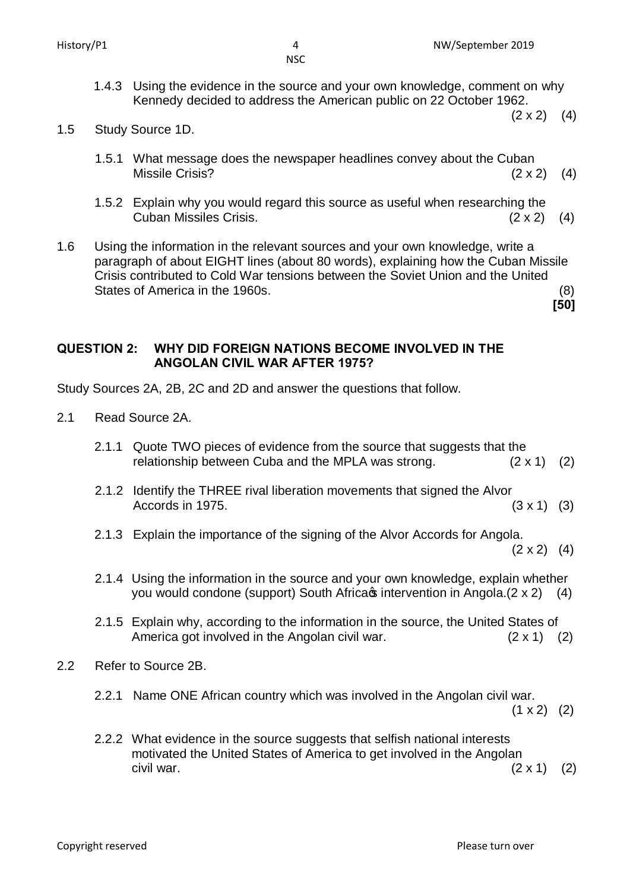1.4.3 Using the evidence in the source and your own knowledge, comment on why Kennedy decided to address the American public on 22 October 1962. (2 x 2) (4)

1.5 Study Source 1D.

1.5.1 What message does the newspaper headlines convey about the Cuban Missile Crisis? (2 x 2) (4)

1.5.2 Explain why you would regard this source as useful when researching the Cuban Missiles Crisis. (2 x 2) (4)

1.6 Using the information in the relevant sources and your own knowledge, write a paragraph of about EIGHT lines (about 80 words), explaining how the Cuban Missile Crisis contributed to Cold War tensions between the Soviet Union and the United States of America in the 1960s. (8)

**[50]**

## QUESTION 2: WHY DID FOREIGN NATIONS BECOME INVOLVED IN THE ANGOLAN CIVIL WAR AFTER 1975?

Study Sources 2A, 2B, 2C and 2D and answer the questions that follow.

2.1 Read Source 2A.

2.1.1 Quote TWO pieces of evidence from the source that suggests that the relationship between Cuba and the MPLA was strong. (2 x 1) (2)

2.1.2 Identify the THREE rival liberation movements that signed the Alvor Accords in 1975. (3 x 1) (3)

2.1.3 Explain the importance of the signing of the Alvor Accords for Angola. (2 x 2) (4)

2.1.4 Using the information in the source and your own knowledge, explain whether you would condone (support) South Africa's intervention in Angola. (2 x 2) (4)

2.1.5 Explain why, according to the information in the source, the United States of America got involved in the Angolan civil war. (2 x 1) (2)

2.2 Refer to Source 2B.

2.2.1 Name ONE African country which was involved in the Angolan civil war. (1 x 2) (2)

2.2.2 What evidence in the source suggests that selfish national interests motivated the United States of America to get involved in the Angolan civil war. (2 x 1) (2)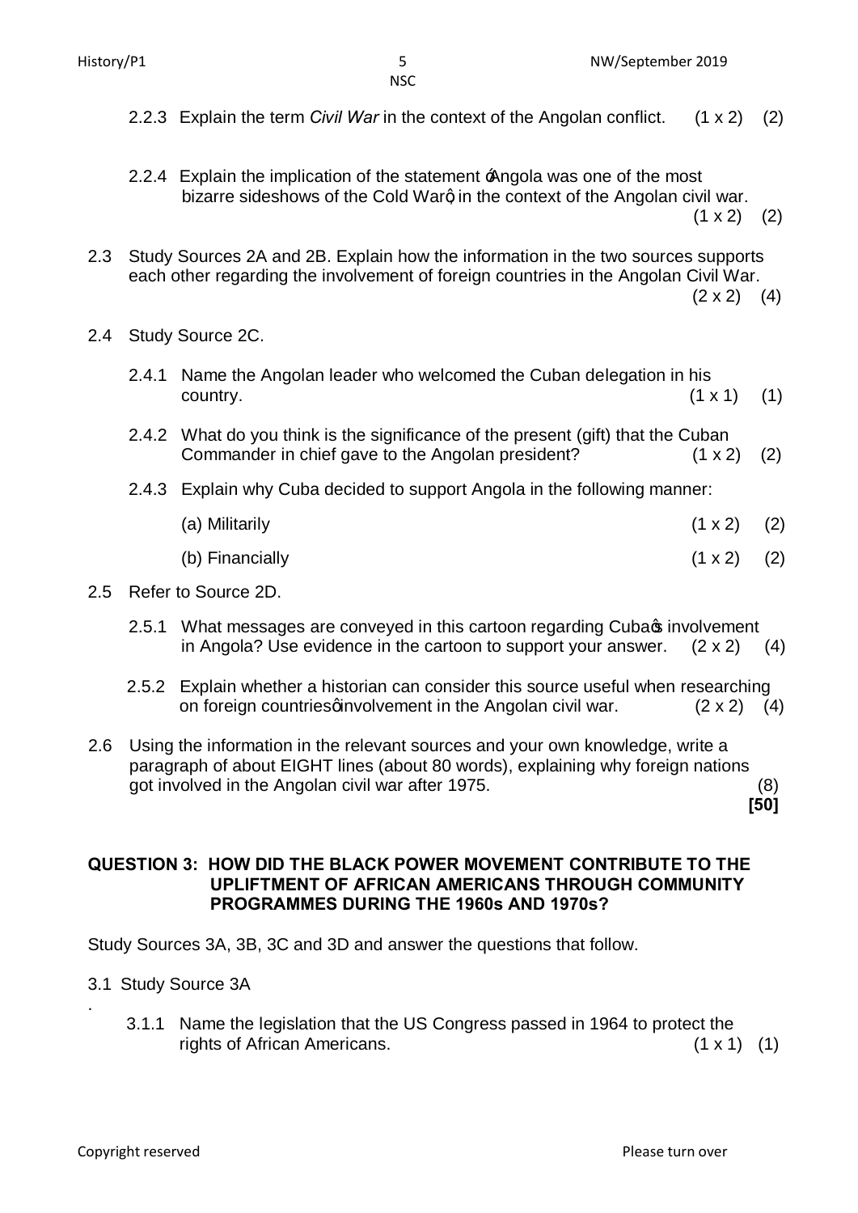2.2.3 Explain the term *Civil War* in the context of the Angolan conflict. (1 x 2) (2)

2.2.4 Explain the implication of the statement 'Angola was one of the most bizarre sideshows of the Cold War', in the context of the Angolan civil war. (1 x 2) (2)

2.3 Study Sources 2A and 2B. Explain how the information in the two sources supports each other regarding the involvement of foreign countries in the Angolan Civil War. (2 x 2) (4)

2.4 Study Source 2C.

2.4.1 Name the Angolan leader who welcomed the Cuban delegation in his country. (1 x 1) (1)

2.4.2 What do you think is the significance of the present (gift) that the Cuban Commander in chief gave to the Angolan president? (1 x 2) (2)

2.4.3 Explain why Cuba decided to support Angola in the following manner:

(a) Militarily (1 x 2) (2)

(b) Financially (1 x 2) (2)

2.5 Refer to Source 2D.

2.5.1 What messages are conveyed in this cartoon regarding Cuba's involvement in Angola? Use evidence in the cartoon to support your answer. (2 x 2) (4)

2.5.2 Explain whether a historian can consider this source useful when researching on foreign countries' involvement in the Angolan civil war. (2 x 2) (4)

2.6 Using the information in the relevant sources and your own knowledge, write a paragraph of about EIGHT lines (about 80 words), explaining why foreign nations got involved in the Angolan civil war after 1975. (8)

**[50]**

## QUESTION 3: HOW DID THE BLACK POWER MOVEMENT CONTRIBUTE TO THE UPLIFTMENT OF AFRICAN AMERICANS THROUGH COMMUNITY PROGRAMMES DURING THE 1960s AND 1970s?

Study Sources 3A, 3B, 3C and 3D and answer the questions that follow.

3.1 Study Source 3A

3.1.1 Name the legislation that the US Congress passed in 1964 to protect the rights of African Americans. (1 x 1) (1)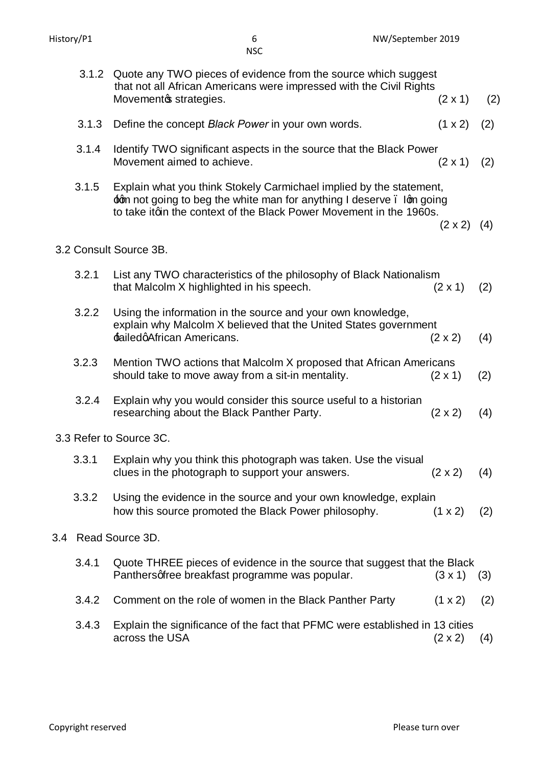3.1.2 Quote any TWO pieces of evidence from the source which suggest that not all African Americans were impressed with the Civil Rights Movement's strategies. (2 x 1) (2)

3.1.3 Define the concept *Black Power* in your own words. (1 x 2) (2)

3.1.4 Identify TWO significant aspects in the source that the Black Power Movement aimed to achieve. (2 x 1) (2)

3.1.5 Explain what you think Stokely Carmichael implied by the statement, 'I'm not going to beg the white man for anything I deserve – I'm going to take it' in the context of the Black Power Movement in the 1960s. (2 x 2) (4)

3.2 Consult Source 3B.

3.2.1 List any TWO characteristics of the philosophy of Black Nationalism that Malcolm X highlighted in his speech. (2 x 1) (2)

3.2.2 Using the information in the source and your own knowledge, explain why Malcolm X believed that the United States government 'failed' African Americans. (2 x 2) (4)

3.2.3 Mention TWO actions that Malcolm X proposed that African Americans should take to move away from a sit-in mentality. (2 x 1) (2)

3.2.4 Explain why you would consider this source useful to a historian researching about the Black Panther Party. (2 x 2) (4)

3.3 Refer to Source 3C.

3.3.1 Explain why you think this photograph was taken. Use the visual clues in the photograph to support your answers. (2 x 2) (4)

3.3.2 Using the evidence in the source and your own knowledge, explain how this source promoted the Black Power philosophy. (1 x 2) (2)

3.4 Read Source 3D.

3.4.1 Quote THREE pieces of evidence in the source that suggest that the Black Panthers' free breakfast programme was popular. (3 x 1) (3)

3.4.2 Comment on the role of women in the Black Panther Party (1 x 2) (2)

3.4.3 Explain the significance of the fact that PFMC were established in 13 cities across the USA (2 x 2) (4)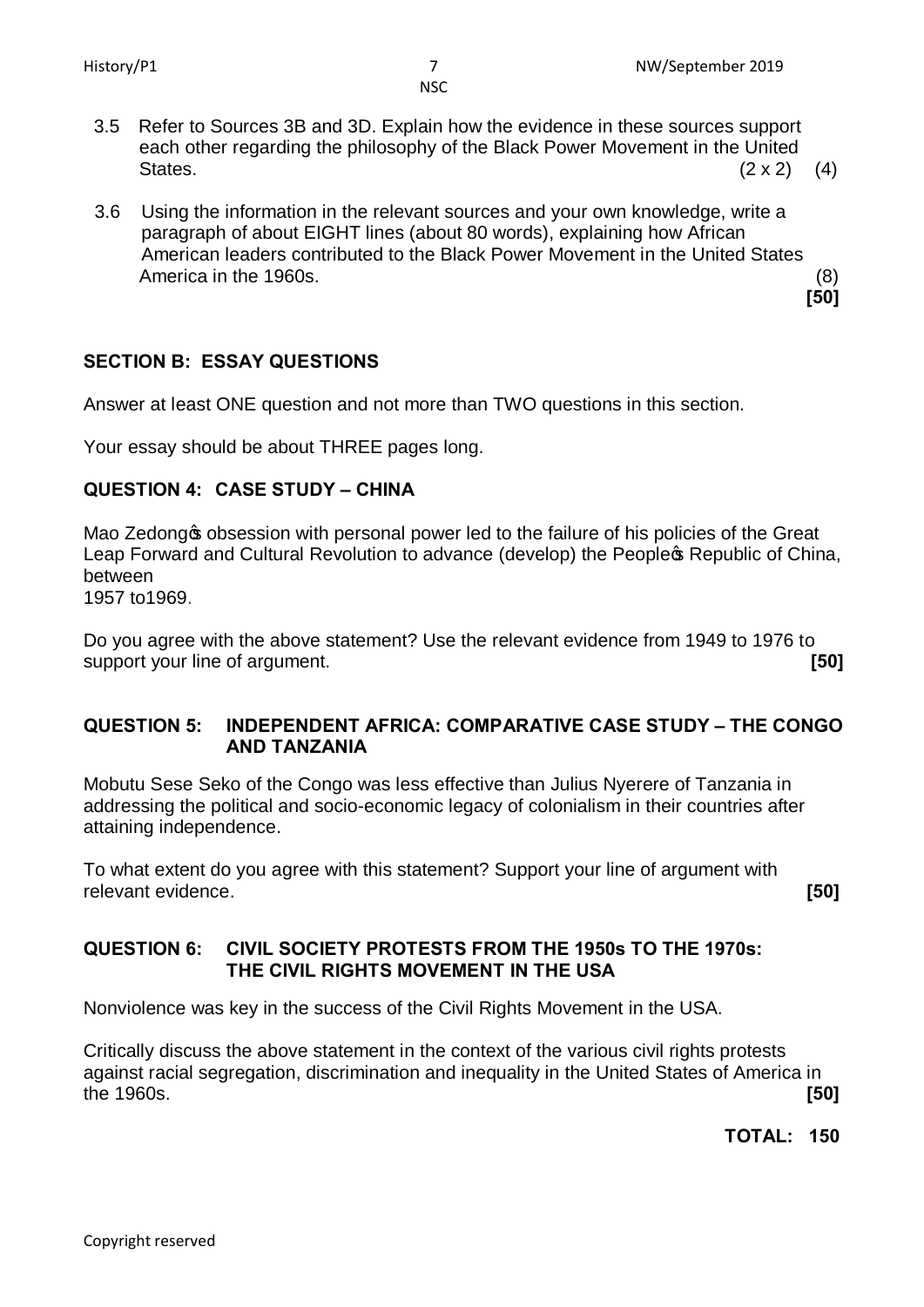3.5 Refer to Sources 3B and 3D. Explain how the evidence in these sources support each other regarding the philosophy of the Black Power Movement in the United States. (2 x 2) (4)

3.6 Using the information in the relevant sources and your own knowledge, write a paragraph of about EIGHT lines (about 80 words), explaining how African American leaders contributed to the Black Power Movement in the United States America in the 1960s. (8)

**[50]**

## SECTION B: ESSAY QUESTIONS

Answer at least ONE question and not more than TWO questions in this section.

Your essay should be about THREE pages long.

### QUESTION 4: CASE STUDY – CHINA

Mao Zedong's obsession with personal power led to the failure of his policies of the Great Leap Forward and Cultural Revolution to advance (develop) the People's Republic of China, between
1957 to1969.

Do you agree with the above statement? Use the relevant evidence from 1949 to 1976 to support your line of argument. **[50]**

### QUESTION 5: INDEPENDENT AFRICA: COMPARATIVE CASE STUDY – THE CONGO AND TANZANIA

Mobutu Sese Seko of the Congo was less effective than Julius Nyerere of Tanzania in addressing the political and socio-economic legacy of colonialism in their countries after attaining independence.

To what extent do you agree with this statement? Support your line of argument with relevant evidence. **[50]**

### QUESTION 6: CIVIL SOCIETY PROTESTS FROM THE 1950s TO THE 1970s: THE CIVIL RIGHTS MOVEMENT IN THE USA

Nonviolence was key in the success of the Civil Rights Movement in the USA.

Critically discuss the above statement in the context of the various civil rights protests against racial segregation, discrimination and inequality in the United States of America in the 1960s. **[50]**

**TOTAL: 150**